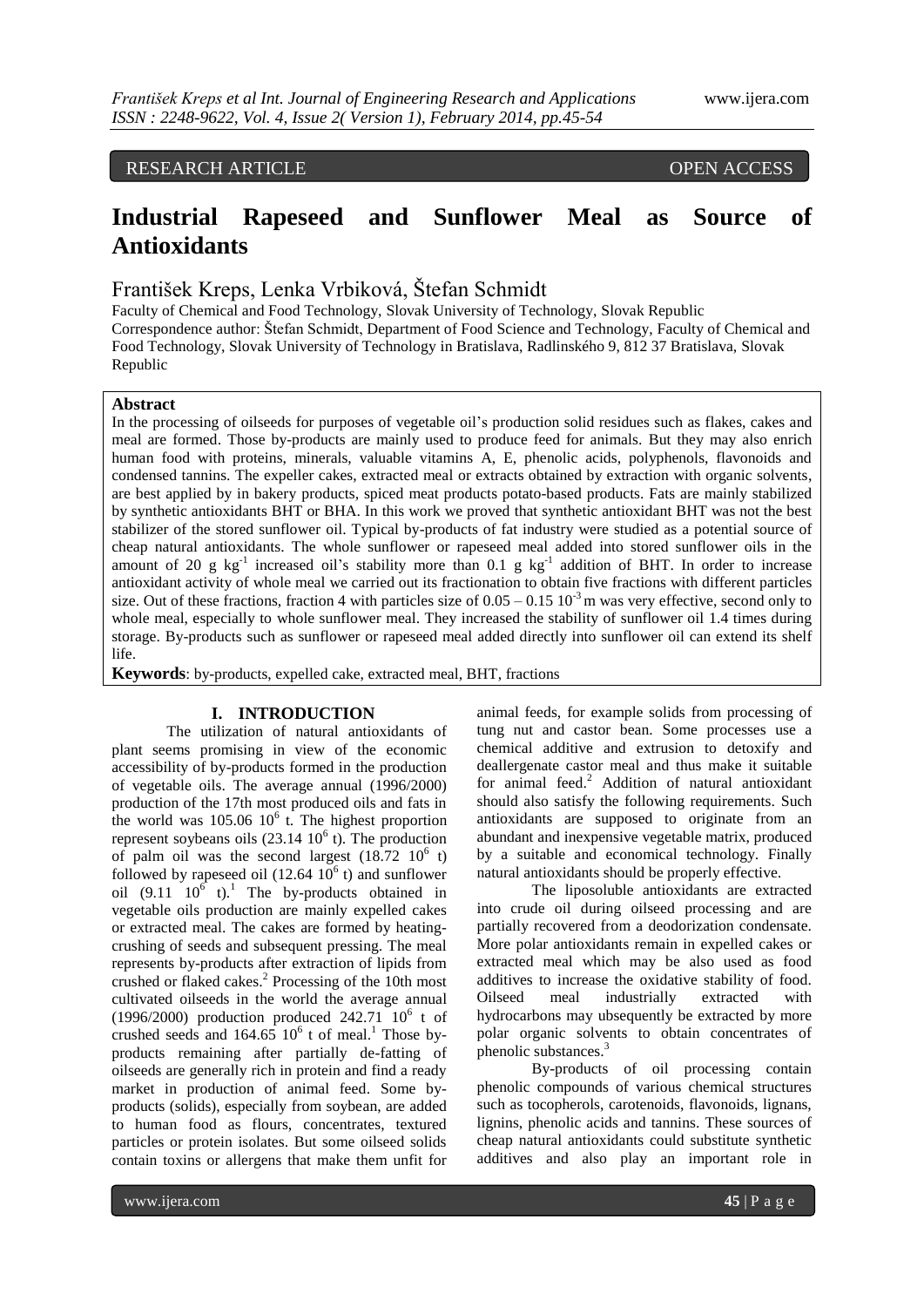RESEARCH ARTICLE OPEN ACCESS

# Industrial Rapeseed and Sunflower Meal as Source of Antioxidants

František Kreps, Lenka Vrbiková, Štefan Schmidt

Faculty of Chemical and Food Technology, Slovak University of Technology, Slovak Republic
Correspondence author: Štefan Schmidt, Department of Food Science and Technology, Faculty of Chemical and Food Technology, Slovak University of Technology in Bratislava, Radlinského 9, 812 37 Bratislava, Slovak Republic

**Abstract**

In the processing of oilseeds for purposes of vegetable oil's production solid residues such as flakes, cakes and meal are formed. Those by-products are mainly used to produce feed for animals. But they may also enrich human food with proteins, minerals, valuable vitamins A, E, phenolic acids, polyphenols, flavonoids and condensed tannins. The expeller cakes, extracted meal or extracts obtained by extraction with organic solvents, are best applied by in bakery products, spiced meat products potato-based products. Fats are mainly stabilized by synthetic antioxidants BHT or BHA. In this work we proved that synthetic antioxidant BHT was not the best stabilizer of the stored sunflower oil. Typical by-products of fat industry were studied as a potential source of cheap natural antioxidants. The whole sunflower or rapeseed meal added into stored sunflower oils in the amount of 20 g $kg^{-1}$ increased oil's stability more than 0.1 g $kg^{-1}$ addition of BHT. In order to increase antioxidant activity of whole meal we carried out its fractionation to obtain five fractions with different particles size. Out of these fractions, fraction 4 with particles size of $0.05 - 0.15\ 10^{-3}$ m was very effective, second only to whole meal, especially to whole sunflower meal. They increased the stability of sunflower oil 1.4 times during storage. By-products such as sunflower or rapeseed meal added directly into sunflower oil can extend its shelf life.

**Keywords**: by-products, expelled cake, extracted meal, BHT, fractions

## I. INTRODUCTION

The utilization of natural antioxidants of plant seems promising in view of the economic accessibility of by-products formed in the production of vegetable oils. The average annual (1996/2000) production of the 17th most produced oils and fats in the world was 105.06 $10^6$ t. The highest proportion represent soybeans oils (23.14 $10^6$ t). The production of palm oil was the second largest (18.72 $10^6$ t) followed by rapeseed oil (12.64 $10^6$ t) and sunflower oil (9.11 $10^6$ t).[1] The by-products obtained in vegetable oils production are mainly expelled cakes or extracted meal. The cakes are formed by heating-crushing of seeds and subsequent pressing. The meal represents by-products after extraction of lipids from crushed or flaked cakes.[2] Processing of the 10th most cultivated oilseeds in the world the average annual (1996/2000) production produced 242.71 $10^6$ t of crushed seeds and 164.65 $10^6$ t of meal.[1] Those by-products remaining after partially de-fatting of oilseeds are generally rich in protein and find a ready market in production of animal feed. Some by-products (solids), especially from soybean, are added to human food as flours, concentrates, textured particles or protein isolates. But some oilseed solids contain toxins or allergens that make them unfit for animal feeds, for example solids from processing of tung nut and castor bean. Some processes use a chemical additive and extrusion to detoxify and deallergenate castor meal and thus make it suitable for animal feed.[2] Addition of natural antioxidant should also satisfy the following requirements. Such antioxidants are supposed to originate from an abundant and inexpensive vegetable matrix, produced by a suitable and economical technology. Finally natural antioxidants should be properly effective.

The liposoluble antioxidants are extracted into crude oil during oilseed processing and are partially recovered from a deodorization condensate. More polar antioxidants remain in expelled cakes or extracted meal which may be also used as food additives to increase the oxidative stability of food. Oilseed meal industrially extracted with hydrocarbons may ubsequently be extracted by more polar organic solvents to obtain concentrates of phenolic substances.[3]

By-products of oil processing contain phenolic compounds of various chemical structures such as tocopherols, carotenoids, flavonoids, lignans, lignins, phenolic acids and tannins. These sources of cheap natural antioxidants could substitute synthetic additives and also play an important role in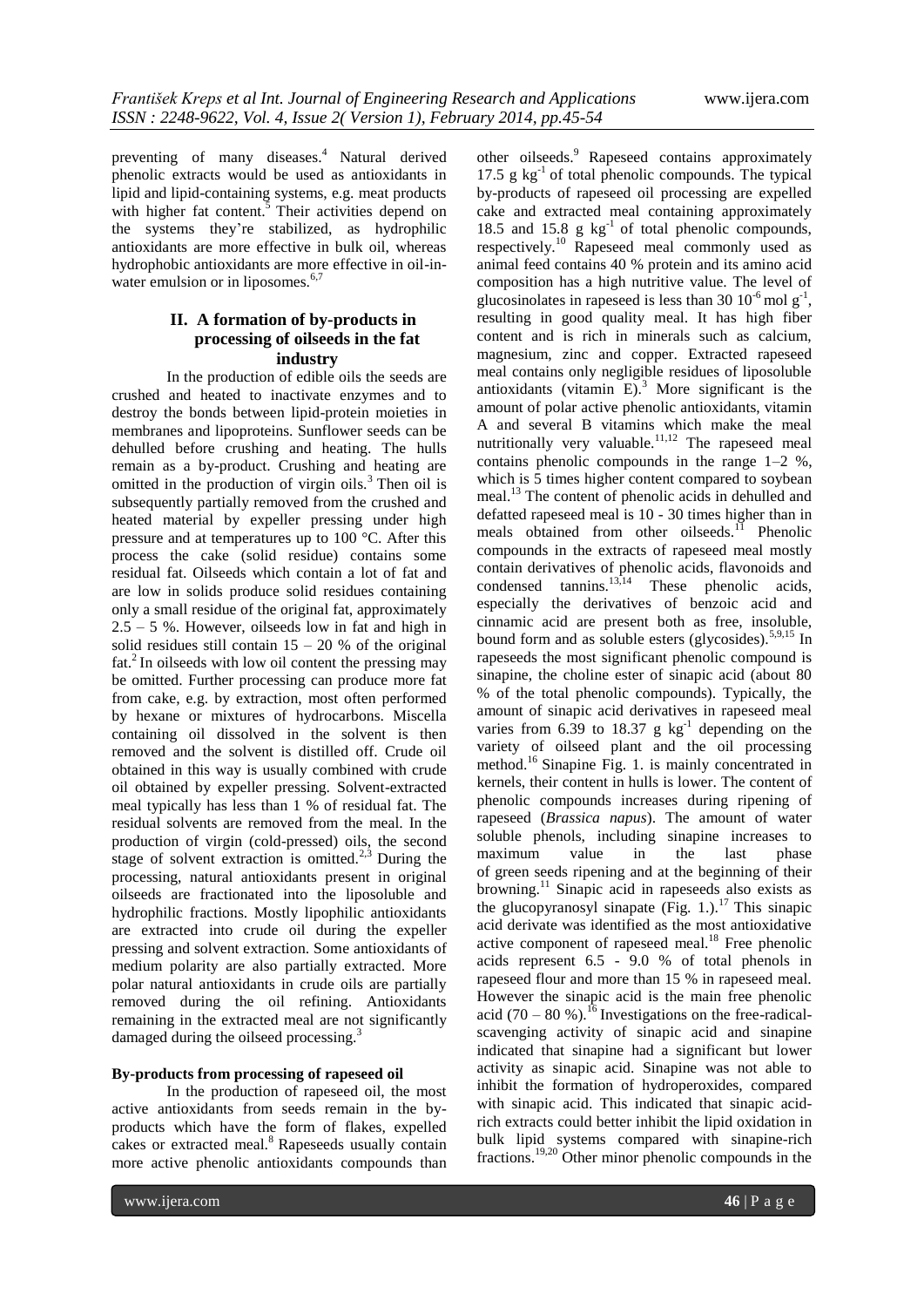preventing of many diseases.[4] Natural derived phenolic extracts would be used as antioxidants in lipid and lipid-containing systems, e.g. meat products with higher fat content.[5] Their activities depend on the systems they're stabilized, as hydrophilic antioxidants are more effective in bulk oil, whereas hydrophobic antioxidants are more effective in oil-in-water emulsion or in liposomes.[6,7]

## II. A formation of by-products in processing of oilseeds in the fat industry

In the production of edible oils the seeds are crushed and heated to inactivate enzymes and to destroy the bonds between lipid-protein moieties in membranes and lipoproteins. Sunflower seeds can be dehulled before crushing and heating. The hulls remain as a by-product. Crushing and heating are omitted in the production of virgin oils.[3] Then oil is subsequently partially removed from the crushed and heated material by expeller pressing under high pressure and at temperatures up to 100 °C. After this process the cake (solid residue) contains some residual fat. Oilseeds which contain a lot of fat and are low in solids produce solid residues containing only a small residue of the original fat, approximately 2.5 – 5 %. However, oilseeds low in fat and high in solid residues still contain 15 – 20 % of the original fat.[2] In oilseeds with low oil content the pressing may be omitted. Further processing can produce more fat from cake, e.g. by extraction, most often performed by hexane or mixtures of hydrocarbons. Miscella containing oil dissolved in the solvent is then removed and the solvent is distilled off. Crude oil obtained in this way is usually combined with crude oil obtained by expeller pressing. Solvent-extracted meal typically has less than 1 % of residual fat. The residual solvents are removed from the meal. In the production of virgin (cold-pressed) oils, the second stage of solvent extraction is omitted.[2,3] During the processing, natural antioxidants present in original oilseeds are fractionated into the liposoluble and hydrophilic fractions. Mostly lipophilic antioxidants are extracted into crude oil during the expeller pressing and solvent extraction. Some antioxidants of medium polarity are also partially extracted. More polar natural antioxidants in crude oils are partially removed during the oil refining. Antioxidants remaining in the extracted meal are not significantly damaged during the oilseed processing.[3]

**By-products from processing of rapeseed oil**

In the production of rapeseed oil, the most active antioxidants from seeds remain in the by-products which have the form of flakes, expelled cakes or extracted meal.[8] Rapeseeds usually contain more active phenolic antioxidants compounds than other oilseeds.[9] Rapeseed contains approximately 17.5 g $kg^{-1}$ of total phenolic compounds. The typical by-products of rapeseed oil processing are expelled cake and extracted meal containing approximately 18.5 and 15.8 g $kg^{-1}$ of total phenolic compounds, respectively.[10] Rapeseed meal commonly used as animal feed contains 40 % protein and its amino acid composition has a high nutritive value. The level of glucosinolates in rapeseed is less than 30 $10^{-6}$ mol $g^{-1}$, resulting in good quality meal. It has high fiber content and is rich in minerals such as calcium, magnesium, zinc and copper. Extracted rapeseed meal contains only negligible residues of liposoluble antioxidants (vitamin E).[3] More significant is the amount of polar active phenolic antioxidants, vitamin A and several B vitamins which make the meal nutritionally very valuable.[11,12] The rapeseed meal contains phenolic compounds in the range 1–2 %, which is 5 times higher content compared to soybean meal.[13] The content of phenolic acids in dehulled and defatted rapeseed meal is 10 - 30 times higher than in meals obtained from other oilseeds.[11] Phenolic compounds in the extracts of rapeseed meal mostly contain derivatives of phenolic acids, flavonoids and condensed tannins.[13,14] These phenolic acids, especially the derivatives of benzoic acid and cinnamic acid are present both as free, insoluble, bound form and as soluble esters (glycosides).[5,9,15] In rapeseeds the most significant phenolic compound is sinapine, the choline ester of sinapic acid (about 80 % of the total phenolic compounds). Typically, the amount of sinapic acid derivatives in rapeseed meal varies from 6.39 to 18.37 g $kg^{-1}$ depending on the variety of oilseed plant and the oil processing method.[16] Sinapine Fig. 1. is mainly concentrated in kernels, their content in hulls is lower. The content of phenolic compounds increases during ripening of rapeseed (*Brassica napus*). The amount of water soluble phenols, including sinapine increases to maximum value in the last phase of green seeds ripening and at the beginning of their browning.[11] Sinapic acid in rapeseeds also exists as the glucopyranosyl sinapate (Fig. 1.).[17] This sinapic acid derivate was identified as the most antioxidative active component of rapeseed meal.[18] Free phenolic acids represent 6.5 - 9.0 % of total phenols in rapeseed flour and more than 15 % in rapeseed meal. However the sinapic acid is the main free phenolic acid (70 – 80 %).[16] Investigations on the free-radical-scavenging activity of sinapic acid and sinapine indicated that sinapine had a significant but lower activity as sinapic acid. Sinapine was not able to inhibit the formation of hydroperoxides, compared with sinapic acid. This indicated that sinapic acid-rich extracts could better inhibit the lipid oxidation in bulk lipid systems compared with sinapine-rich fractions.[19,20] Other minor phenolic compounds in the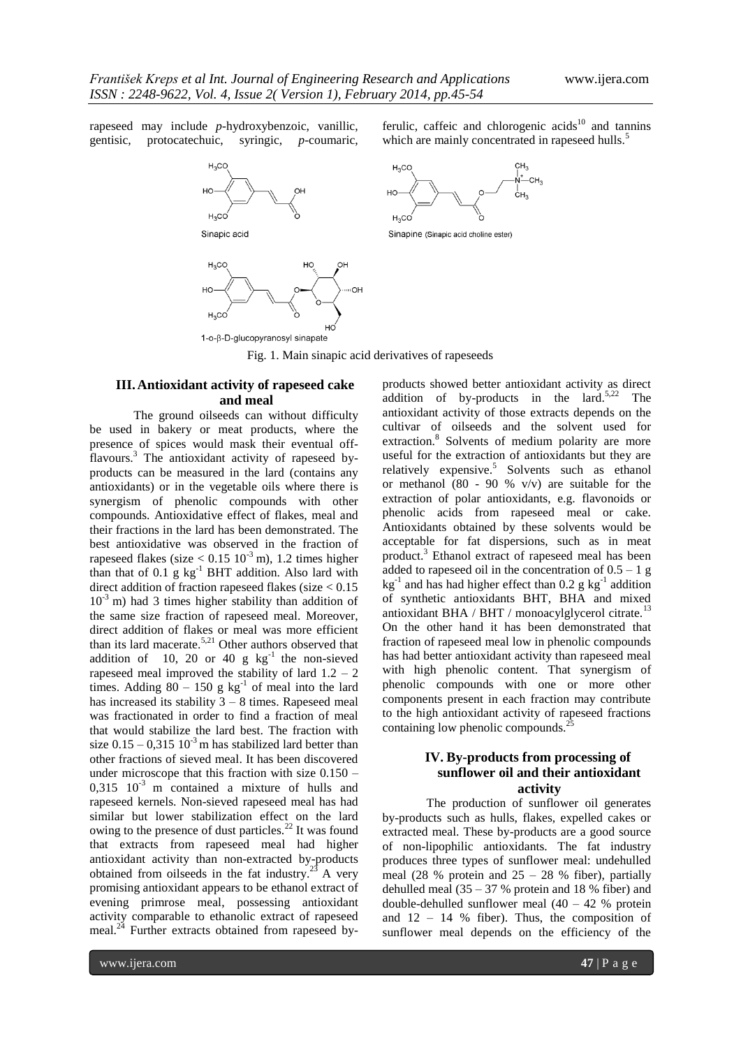rapeseed may include *p*-hydroxybenzoic, vanillic, gentisic, protocatechuic, syringic, *p*-coumaric, ferulic, caffeic and chlorogenic acids[10] and tannins which are mainly concentrated in rapeseed hulls.[5]

Fig. 1. Main sinapic acid derivatives of rapeseeds

## III. Antioxidant activity of rapeseed cake and meal

The ground oilseeds can without difficulty be used in bakery or meat products, where the presence of spices would mask their eventual off-flavours.[3] The antioxidant activity of rapeseed by-products can be measured in the lard (contains any antioxidants) or in the vegetable oils where there is synergism of phenolic compounds with other compounds. Antioxidative effect of flakes, meal and their fractions in the lard has been demonstrated. The best antioxidative was observed in the fraction of rapeseed flakes (size $< 0.15\ 10^{-3}$ m), 1.2 times higher than that of 0.1 g $kg^{-1}$ BHT addition. Also lard with direct addition of fraction rapeseed flakes (size $< 0.15\ 10^{-3}$ m) had 3 times higher stability than addition of the same size fraction of rapeseed meal. Moreover, direct addition of flakes or meal was more efficient than its lard macerate.[5,21] Other authors observed that addition of 10, 20 or 40 g $kg^{-1}$ the non-sieved rapeseed meal improved the stability of lard 1.2 – 2 times. Adding 80 – 150 g $kg^{-1}$ of meal into the lard has increased its stability 3 – 8 times. Rapeseed meal was fractionated in order to find a fraction of meal that would stabilize the lard best. The fraction with size 0.15 – 0,315 $10^{-3}$ m has stabilized lard better than other fractions of sieved meal. It has been discovered under microscope that this fraction with size 0.150 – 0,315 $10^{-3}$ m contained a mixture of hulls and rapeseed kernels. Non-sieved rapeseed meal has had similar but lower stabilization effect on the lard owing to the presence of dust particles.[22] It was found that extracts from rapeseed meal had higher antioxidant activity than non-extracted by-products obtained from oilseeds in the fat industry.[23] A very promising antioxidant appears to be ethanol extract of evening primrose meal, possessing antioxidant activity comparable to ethanolic extract of rapeseed meal.[24] Further extracts obtained from rapeseed by-products showed better antioxidant activity as direct addition of by-products in the lard.[5,22] The antioxidant activity of those extracts depends on the cultivar of oilseeds and the solvent used for extraction.[8] Solvents of medium polarity are more useful for the extraction of antioxidants but they are relatively expensive.[5] Solvents such as ethanol or methanol (80 - 90 % v/v) are suitable for the extraction of polar antioxidants, e.g. flavonoids or phenolic acids from rapeseed meal or cake. Antioxidants obtained by these solvents would be acceptable for fat dispersions, such as in meat product.[3] Ethanol extract of rapeseed meal has been added to rapeseed oil in the concentration of 0.5 – 1 g $kg^{-1}$ and has had higher effect than 0.2 g $kg^{-1}$ addition of synthetic antioxidants BHT, BHA and mixed antioxidant BHA / BHT / monoacylglycerol citrate.[13] On the other hand it has been demonstrated that fraction of rapeseed meal low in phenolic compounds has had better antioxidant activity than rapeseed meal with high phenolic content. That synergism of phenolic compounds with one or more other components present in each fraction may contribute to the high antioxidant activity of rapeseed fractions containing low phenolic compounds.[25]

## IV. By-products from processing of sunflower oil and their antioxidant activity

The production of sunflower oil generates by-products such as hulls, flakes, expelled cakes or extracted meal. These by-products are a good source of non-lipophilic antioxidants. The fat industry produces three types of sunflower meal: undehulled meal (28 % protein and 25 – 28 % fiber), partially dehulled meal (35 – 37 % protein and 18 % fiber) and double-dehulled sunflower meal (40 – 42 % protein and 12 – 14 % fiber). Thus, the composition of sunflower meal depends on the efficiency of the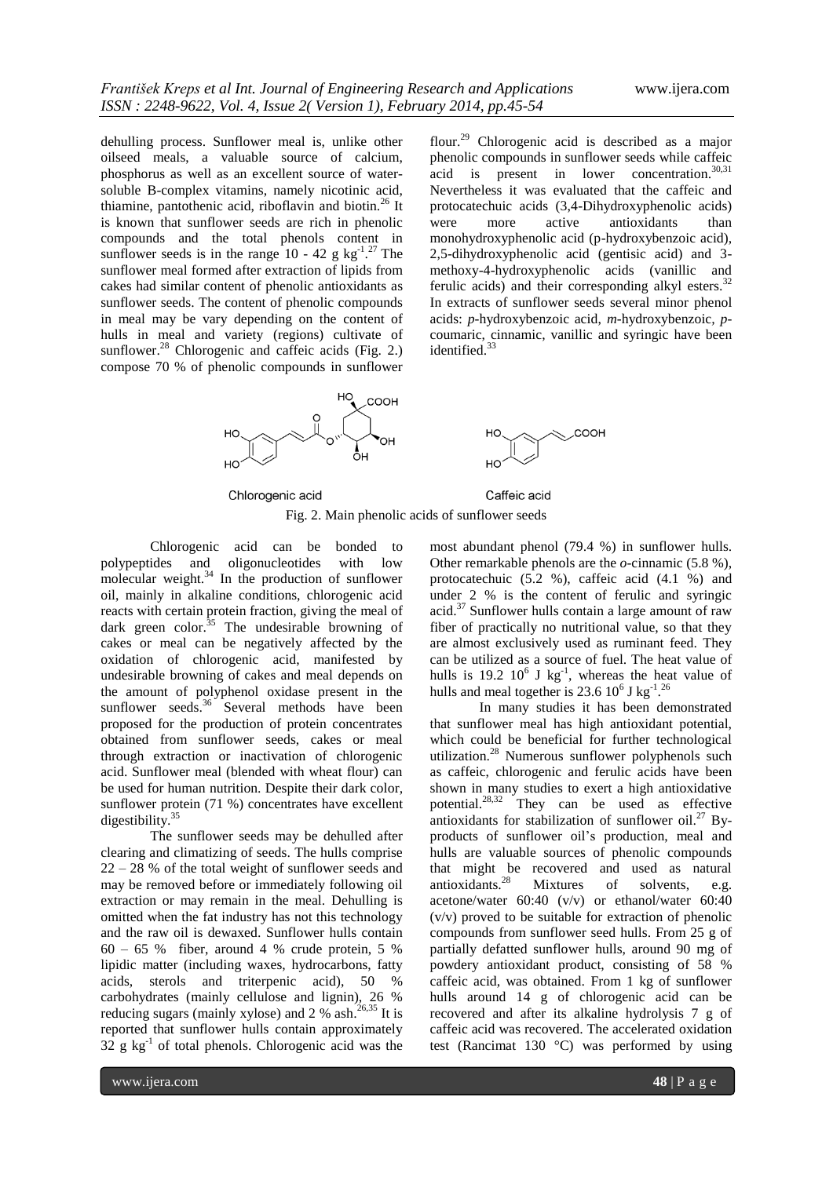dehulling process. Sunflower meal is, unlike other oilseed meals, a valuable source of calcium, phosphorus as well as an excellent source of water-soluble B-complex vitamins, namely nicotinic acid, thiamine, pantothenic acid, riboflavin and biotin.[26] It is known that sunflower seeds are rich in phenolic compounds and the total phenols content in sunflower seeds is in the range 10 - 42 g $kg^{-1}$.[27] The sunflower meal formed after extraction of lipids from cakes had similar content of phenolic antioxidants as sunflower seeds. The content of phenolic compounds in meal may be vary depending on the content of hulls in meal and variety (regions) cultivate of sunflower.[28] Chlorogenic and caffeic acids (Fig. 2.) compose 70 % of phenolic compounds in sunflower flour.[29] Chlorogenic acid is described as a major phenolic compounds in sunflower seeds while caffeic acid is present in lower concentration.[30,31] Nevertheless it was evaluated that the caffeic and protocatechuic acids (3,4-Dihydroxyphenolic acids) were more active antioxidants than monohydroxyphenolic acid (p-hydroxybenzoic acid), 2,5-dihydroxyphenolic acid (gentisic acid) and 3-methoxy-4-hydroxyphenolic acids (vanillic and ferulic acids) and their corresponding alkyl esters.[32] In extracts of sunflower seeds several minor phenol acids: *p*-hydroxybenzoic acid, *m*-hydroxybenzoic, *p*-coumaric, cinnamic, vanillic and syringic have been identified.[33]

Chlorogenic acid    Caffeic acid

Fig. 2. Main phenolic acids of sunflower seeds

Chlorogenic acid can be bonded to polypeptides and oligonucleotides with low molecular weight.[34] In the production of sunflower oil, mainly in alkaline conditions, chlorogenic acid reacts with certain protein fraction, giving the meal of dark green color.[35] The undesirable browning of cakes or meal can be negatively affected by the oxidation of chlorogenic acid, manifested by undesirable browning of cakes and meal depends on the amount of polyphenol oxidase present in the sunflower seeds.[36] Several methods have been proposed for the production of protein concentrates obtained from sunflower seeds, cakes or meal through extraction or inactivation of chlorogenic acid. Sunflower meal (blended with wheat flour) can be used for human nutrition. Despite their dark color, sunflower protein (71 %) concentrates have excellent digestibility.[35]

The sunflower seeds may be dehulled after clearing and climatizing of seeds. The hulls comprise 22 – 28 % of the total weight of sunflower seeds and may be removed before or immediately following oil extraction or may remain in the meal. Dehulling is omitted when the fat industry has not this technology and the raw oil is dewaxed. Sunflower hulls contain 60 – 65 % fiber, around 4 % crude protein, 5 % lipidic matter (including waxes, hydrocarbons, fatty acids, sterols and triterpenic acid), 50 % carbohydrates (mainly cellulose and lignin), 26 % reducing sugars (mainly xylose) and 2 % ash.[26,35] It is reported that sunflower hulls contain approximately 32 g $kg^{-1}$ of total phenols. Chlorogenic acid was the most abundant phenol (79.4 %) in sunflower hulls. Other remarkable phenols are the *o*-cinnamic (5.8 %), protocatechuic (5.2 %), caffeic acid (4.1 %) and under 2 % is the content of ferulic and syringic acid.[37] Sunflower hulls contain a large amount of raw fiber of practically no nutritional value, so that they are almost exclusively used as ruminant feed. They can be utilized as a source of fuel. The heat value of hulls is 19.2 $10^6$ J $kg^{-1}$, whereas the heat value of hulls and meal together is 23.6 $10^6$ J $kg^{-1}$.[26]

In many studies it has been demonstrated that sunflower meal has high antioxidant potential, which could be beneficial for further technological utilization.[28] Numerous sunflower polyphenols such as caffeic, chlorogenic and ferulic acids have been shown in many studies to exert a high antioxidative potential.[28,32] They can be used as effective antioxidants for stabilization of sunflower oil.[27] By-products of sunflower oil's production, meal and hulls are valuable sources of phenolic compounds that might be recovered and used as natural antioxidants.[28] Mixtures of solvents, e.g. acetone/water 60:40 (v/v) or ethanol/water 60:40 (v/v) proved to be suitable for extraction of phenolic compounds from sunflower seed hulls. From 25 g of partially defatted sunflower hulls, around 90 mg of powdery antioxidant product, consisting of 58 % caffeic acid, was obtained. From 1 kg of sunflower hulls around 14 g of chlorogenic acid can be recovered and after its alkaline hydrolysis 7 g of caffeic acid was recovered. The accelerated oxidation test (Rancimat 130 °C) was performed by using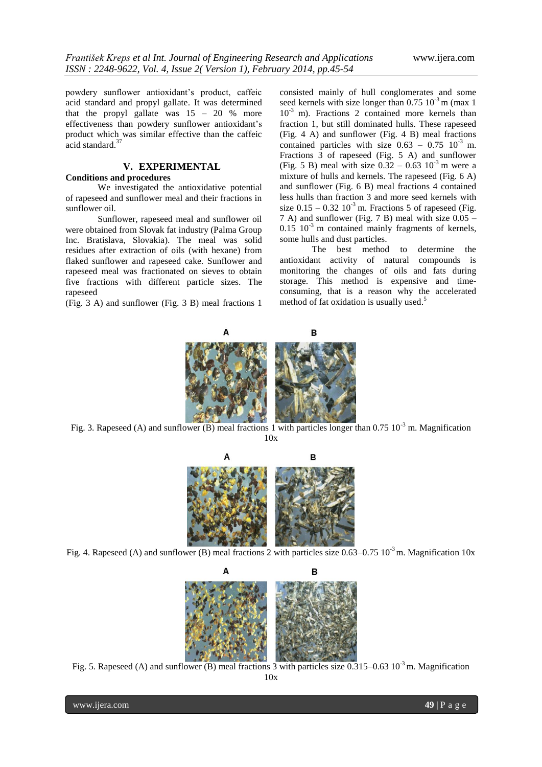powdery sunflower antioxidant's product, caffeic acid standard and propyl gallate. It was determined that the propyl gallate was 15 – 20 % more effectiveness than powdery sunflower antioxidant's product which was similar effective than the caffeic acid standard.[37]

## V. EXPERIMENTAL

### Conditions and procedures

We investigated the antioxidative potential of rapeseed and sunflower meal and their fractions in sunflower oil.

Sunflower, rapeseed meal and sunflower oil were obtained from Slovak fat industry (Palma Group Inc. Bratislava, Slovakia). The meal was solid residues after extraction of oils (with hexane) from flaked sunflower and rapeseed cake. Sunflower and rapeseed meal was fractionated on sieves to obtain five fractions with different particle sizes. The rapeseed (Fig. 3 A) and sunflower (Fig. 3 B) meal fractions 1 consisted mainly of hull conglomerates and some seed kernels with size longer than $0.75\ 10^{-3}$ m (max $1\ 10^{-3}$ m). Fractions 2 contained more kernels than fraction 1, but still dominated hulls. These rapeseed (Fig. 4 A) and sunflower (Fig. 4 B) meal fractions contained particles with size $0.63 – 0.75\ 10^{-3}$ m. Fractions 3 of rapeseed (Fig. 5 A) and sunflower (Fig. 5 B) meal with size $0.32 – 0.63\ 10^{-3}$ m were a mixture of hulls and kernels. The rapeseed (Fig. 6 A) and sunflower (Fig. 6 B) meal fractions 4 contained less hulls than fraction 3 and more seed kernels with size $0.15 – 0.32\ 10^{-3}$ m. Fractions 5 of rapeseed (Fig. 7 A) and sunflower (Fig. 7 B) meal with size $0.05 – 0.15\ 10^{-3}$ m contained mainly fragments of kernels, some hulls and dust particles.

The best method to determine the antioxidant activity of natural compounds is monitoring the changes of oils and fats during storage. This method is expensive and time-consuming, that is a reason why the accelerated method of fat oxidation is usually used.[5]

Fig. 3. Rapeseed (A) and sunflower (B) meal fractions 1 with particles longer than $0.75\ 10^{-3}$ m. Magnification 10x

Fig. 4. Rapeseed (A) and sunflower (B) meal fractions 2 with particles size $0.63–0.75\ 10^{-3}$ m. Magnification 10x

Fig. 5. Rapeseed (A) and sunflower (B) meal fractions 3 with particles size $0.315–0.63\ 10^{-3}$ m. Magnification 10x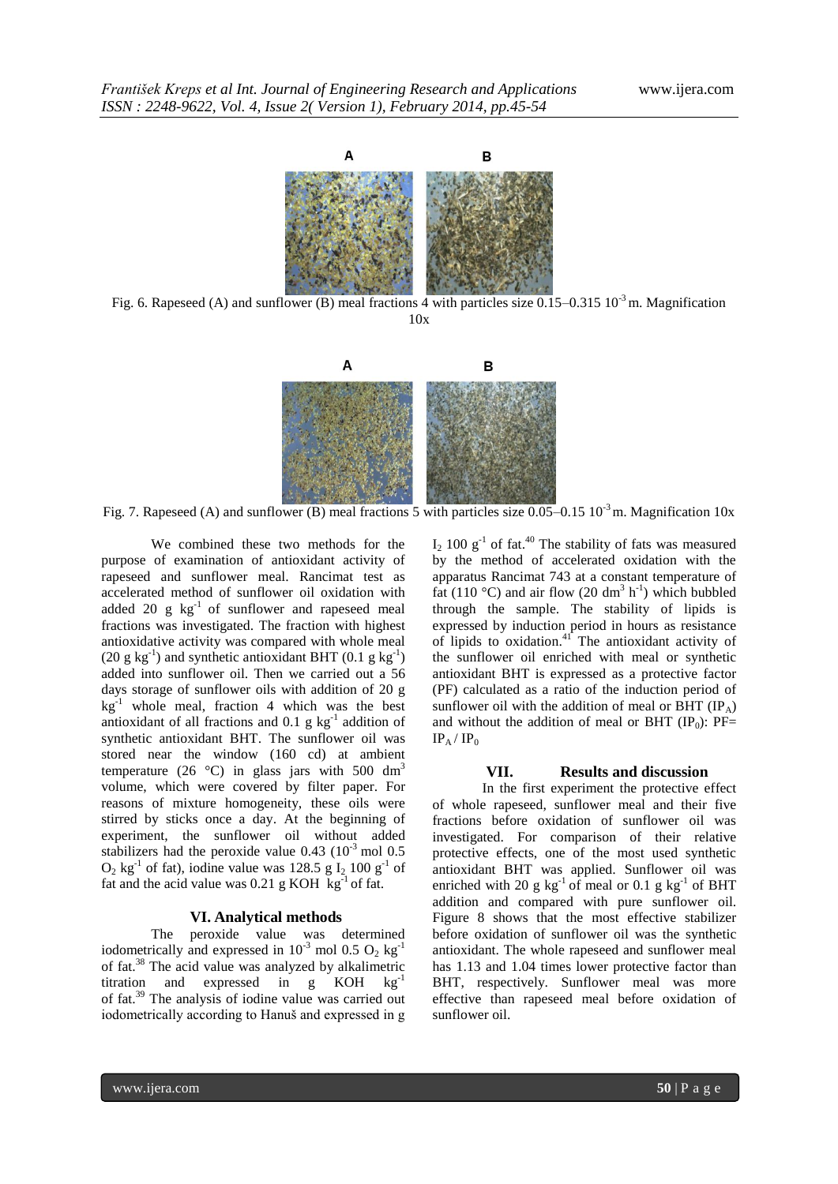Fig. 6. Rapeseed (A) and sunflower (B) meal fractions 4 with particles size 0.15–0.315 $10^{-3}$ m. Magnification 10x

Fig. 7. Rapeseed (A) and sunflower (B) meal fractions 5 with particles size 0.05–0.15 $10^{-3}$ m. Magnification 10x

We combined these two methods for the purpose of examination of antioxidant activity of rapeseed and sunflower meal. Rancimat test as accelerated method of sunflower oil oxidation with added 20 g $kg^{-1}$ of sunflower and rapeseed meal fractions was investigated. The fraction with highest antioxidative activity was compared with whole meal (20 g $kg^{-1}$) and synthetic antioxidant BHT (0.1 g $kg^{-1}$) added into sunflower oil. Then we carried out a 56 days storage of sunflower oils with addition of 20 g $kg^{-1}$ whole meal, fraction 4 which was the best antioxidant of all fractions and 0.1 g $kg^{-1}$ addition of synthetic antioxidant BHT. The sunflower oil was stored near the window (160 cd) at ambient temperature (26 °C) in glass jars with 500 $dm^3$ volume, which were covered by filter paper. For reasons of mixture homogeneity, these oils were stirred by sticks once a day. At the beginning of experiment, the sunflower oil without added stabilizers had the peroxide value 0.43 ($10^{-3}$ mol 0.5 $O_2$ $kg^{-1}$ of fat), iodine value was 128.5 g $I_2$ 100 $g^{-1}$ of fat and the acid value was 0.21 g KOH $kg^{-1}$ of fat.

## VI. Analytical methods

The peroxide value was determined iodometrically and expressed in $10^{-3}$ mol 0.5 $O_2$ $kg^{-1}$ of fat.[38] The acid value was analyzed by alkalimetric titration and expressed in g KOH $kg^{-1}$ of fat.[39] The analysis of iodine value was carried out iodometrically according to Hanuš and expressed in g $I_2$ 100 $g^{-1}$ of fat.[40] The stability of fats was measured by the method of accelerated oxidation with the apparatus Rancimat 743 at a constant temperature of fat (110 °C) and air flow (20 $dm^3$ $h^{-1}$) which bubbled through the sample. The stability of lipids is expressed by induction period in hours as resistance of lipids to oxidation.[41] The antioxidant activity of the sunflower oil enriched with meal or synthetic antioxidant BHT is expressed as a protective factor (PF) calculated as a ratio of the induction period of sunflower oil with the addition of meal or BHT ($IP_A$) and without the addition of meal or BHT ($IP_0$): $PF = IP_A / IP_0$

## VII. Results and discussion

In the first experiment the protective effect of whole rapeseed, sunflower meal and their five fractions before oxidation of sunflower oil was investigated. For comparison of their relative protective effects, one of the most used synthetic antioxidant BHT was applied. Sunflower oil was enriched with 20 g $kg^{-1}$ of meal or 0.1 g $kg^{-1}$ of BHT addition and compared with pure sunflower oil. Figure 8 shows that the most effective stabilizer before oxidation of sunflower oil was the synthetic antioxidant. The whole rapeseed and sunflower meal has 1.13 and 1.04 times lower protective factor than BHT, respectively. Sunflower meal was more effective than rapeseed meal before oxidation of sunflower oil.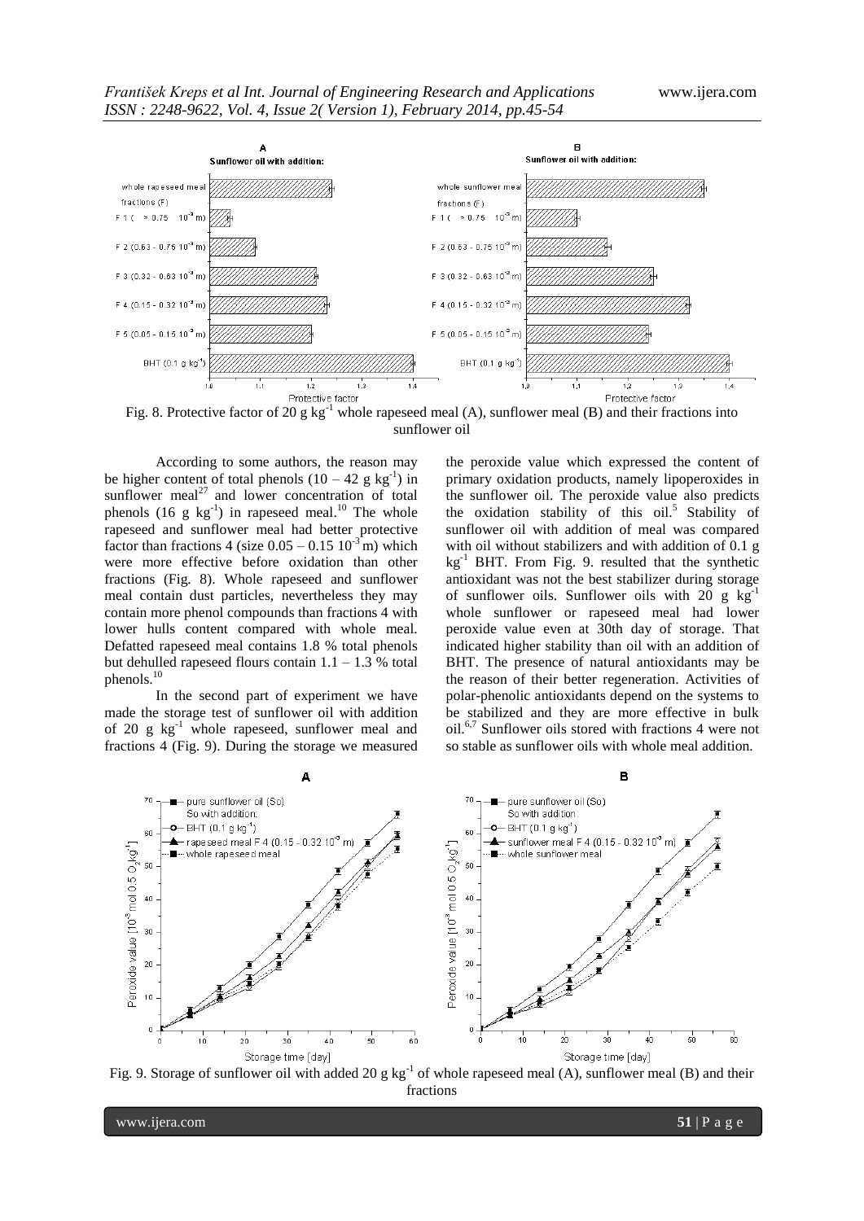Fig. 8. Protective factor of 20 g $kg^{-1}$ whole rapeseed meal (A), sunflower meal (B) and their fractions into sunflower oil

According to some authors, the reason may be higher content of total phenols (10 – 42 g $kg^{-1}$) in sunflower meal[27] and lower concentration of total phenols (16 g $kg^{-1}$) in rapeseed meal.[10] The whole rapeseed and sunflower meal had better protective factor than fractions 4 (size 0.05 – 0.15 $10^{-3}$ m) which were more effective before oxidation than other fractions (Fig. 8). Whole rapeseed and sunflower meal contain dust particles, nevertheless they may contain more phenol compounds than fractions 4 with lower hulls content compared with whole meal. Defatted rapeseed meal contains 1.8 % total phenols but dehulled rapeseed flours contain 1.1 – 1.3 % total phenols.[10]

In the second part of experiment we have made the storage test of sunflower oil with addition of 20 g $kg^{-1}$ whole rapeseed, sunflower meal and fractions 4 (Fig. 9). During the storage we measured the peroxide value which expressed the content of primary oxidation products, namely lipoperoxides in the sunflower oil. The peroxide value also predicts the oxidation stability of this oil.[5] Stability of sunflower oil with addition of meal was compared with oil without stabilizers and with addition of 0.1 g $kg^{-1}$ BHT. From Fig. 9. resulted that the synthetic antioxidant was not the best stabilizer during storage of sunflower oils. Sunflower oils with 20 g $kg^{-1}$ whole sunflower or rapeseed meal had lower peroxide value even at 30th day of storage. That indicated higher stability than oil with an addition of BHT. The presence of natural antioxidants may be the reason of their better regeneration. Activities of polar-phenolic antioxidants depend on the systems to be stabilized and they are more effective in bulk oil.[6,7] Sunflower oils stored with fractions 4 were not so stable as sunflower oils with whole meal addition.

Fig. 9. Storage of sunflower oil with added 20 g $kg^{-1}$ of whole rapeseed meal (A), sunflower meal (B) and their fractions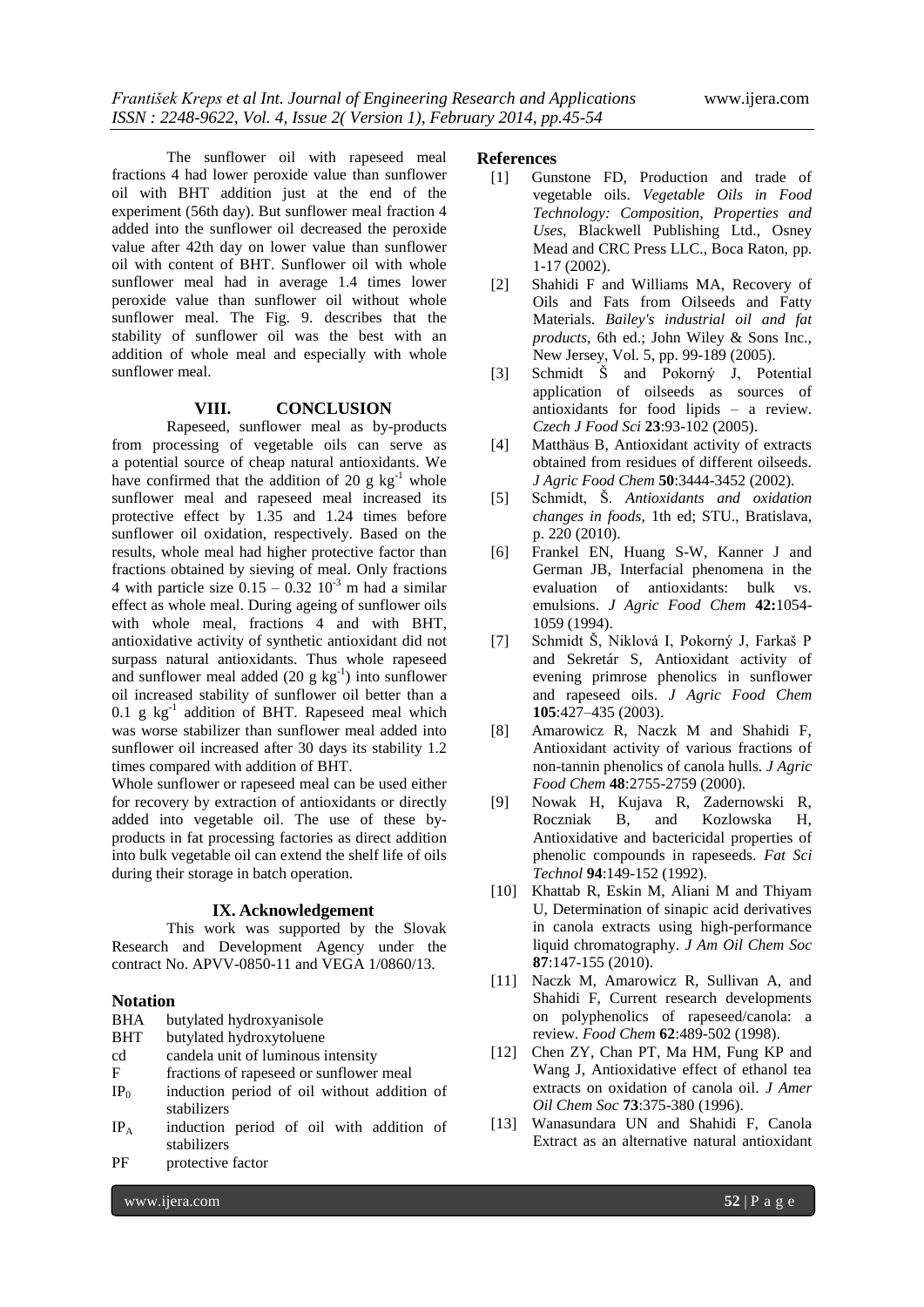The sunflower oil with rapeseed meal fractions 4 had lower peroxide value than sunflower oil with BHT addition just at the end of the experiment (56th day). But sunflower meal fraction 4 added into the sunflower oil decreased the peroxide value after 42th day on lower value than sunflower oil with content of BHT. Sunflower oil with whole sunflower meal had in average 1.4 times lower peroxide value than sunflower oil without whole sunflower meal. The Fig. 9. describes that the stability of sunflower oil was the best with an addition of whole meal and especially with whole sunflower meal.

## VIII. CONCLUSION

Rapeseed, sunflower meal as by-products from processing of vegetable oils can serve as a potential source of cheap natural antioxidants. We have confirmed that the addition of 20 g $kg^{-1}$ whole sunflower meal and rapeseed meal increased its protective effect by 1.35 and 1.24 times before sunflower oil oxidation, respectively. Based on the results, whole meal had higher protective factor than fractions obtained by sieving of meal. Only fractions 4 with particle size $0.15 – 0.32\ 10^{-3}$ m had a similar effect as whole meal. During ageing of sunflower oils with whole meal, fractions 4 and with BHT, antioxidative activity of synthetic antioxidant did not surpass natural antioxidants. Thus whole rapeseed and sunflower meal added (20 g $kg^{-1}$) into sunflower oil increased stability of sunflower oil better than a 0.1 g $kg^{-1}$ addition of BHT. Rapeseed meal which was worse stabilizer than sunflower meal added into sunflower oil increased after 30 days its stability 1.2 times compared with addition of BHT.

Whole sunflower or rapeseed meal can be used either for recovery by extraction of antioxidants or directly added into vegetable oil. The use of these by-products in fat processing factories as direct addition into bulk vegetable oil can extend the shelf life of oils during their storage in batch operation.

## IX. Acknowledgement

This work was supported by the Slovak Research and Development Agency under the contract No. APVV-0850-11 and VEGA 1/0860/13.

## Notation

- BHA butylated hydroxyanisole
- BHT butylated hydroxytoluene
- cd candela unit of luminous intensity
- F fractions of rapeseed or sunflower meal
- $IP_0$ induction period of oil without addition of stabilizers
- $IP_A$ induction period of oil with addition of stabilizers
- PF protective factor

## References

[1] Gunstone FD, Production and trade of vegetable oils. *Vegetable Oils in Food Technology: Composition, Properties and Uses*, Blackwell Publishing Ltd., Osney Mead and CRC Press LLC., Boca Raton, pp. 1-17 (2002).

[2] Shahidi F and Williams MA, Recovery of Oils and Fats from Oilseeds and Fatty Materials. *Bailey's industrial oil and fat products*, 6th ed.; John Wiley & Sons Inc., New Jersey, Vol. 5, pp. 99-189 (2005).

[3] Schmidt Š and Pokorný J, Potential application of oilseeds as sources of antioxidants for food lipids – a review. *Czech J Food Sci* **23**:93-102 (2005).

[4] Matthäus B, Antioxidant activity of extracts obtained from residues of different oilseeds. *J Agric Food Chem* **50**:3444-3452 (2002).

[5] Schmidt, Š. *Antioxidants and oxidation changes in foods*, 1th ed; STU., Bratislava, p. 220 (2010).

[6] Frankel EN, Huang S-W, Kanner J and German JB, Interfacial phenomena in the evaluation of antioxidants: bulk vs. emulsions. *J Agric Food Chem* **42:**1054-1059 (1994).

[7] Schmidt Š, Niklová I, Pokorný J, Farkaš P and Sekretár S, Antioxidant activity of evening primrose phenolics in sunflower and rapeseed oils. *J Agric Food Chem* **105**:427–435 (2003).

[8] Amarowicz R, Naczk M and Shahidi F, Antioxidant activity of various fractions of non-tannin phenolics of canola hulls. *J Agric Food Chem* **48**:2755-2759 (2000).

[9] Nowak H, Kujava R, Zadernowski R, Roczniak B, and Kozlowska H, Antioxidative and bactericidal properties of phenolic compounds in rapeseeds. *Fat Sci Technol* **94**:149-152 (1992).

[10] Khattab R, Eskin M, Aliani M and Thiyam U, Determination of sinapic acid derivatives in canola extracts using high-performance liquid chromatography. *J Am Oil Chem Soc* **87**:147-155 (2010).

[11] Naczk M, Amarowicz R, Sullivan A, and Shahidi F, Current research developments on polyphenolics of rapeseed/canola: a review. *Food Chem* **62**:489-502 (1998).

[12] Chen ZY, Chan PT, Ma HM, Fung KP and Wang J, Antioxidative effect of ethanol tea extracts on oxidation of canola oil. *J Amer Oil Chem Soc* **73**:375-380 (1996).

[13] Wanasundara UN and Shahidi F, Canola Extract as an alternative natural antioxidant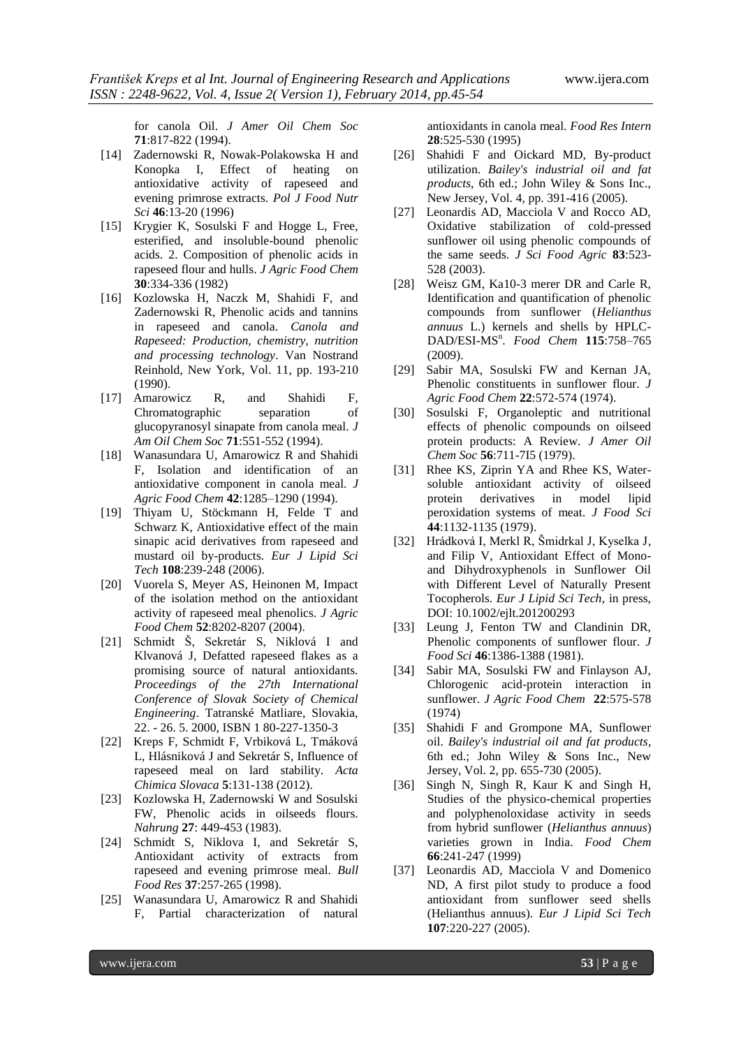for canola Oil. *J Amer Oil Chem Soc* **71**:817-822 (1994).

[14] Zadernowski R, Nowak-Polakowska H and Konopka I, Effect of heating on antioxidative activity of rapeseed and evening primrose extracts. *Pol J Food Nutr Sci* **46**:13-20 (1996)

[15] Krygier K, Sosulski F and Hogge L, Free, esterified, and insoluble-bound phenolic acids. 2. Composition of phenolic acids in rapeseed flour and hulls. *J Agric Food Chem* **30**:334-336 (1982)

[16] Kozlowska H, Naczk M, Shahidi F, and Zadernowski R, Phenolic acids and tannins in rapeseed and canola. *Canola and Rapeseed: Production, chemistry, nutrition and processing technology*. Van Nostrand Reinhold, New York, Vol. 11, pp. 193-210 (1990).

[17] Amarowicz R, and Shahidi F, Chromatographic separation of glucopyranosyl sinapate from canola meal. *J Am Oil Chem Soc* **71**:551-552 (1994).

[18] Wanasundara U, Amarowicz R and Shahidi F, Isolation and identification of an antioxidative component in canola meal. *J Agric Food Chem* **42**:1285–1290 (1994).

[19] Thiyam U, Stöckmann H, Felde T and Schwarz K, Antioxidative effect of the main sinapic acid derivatives from rapeseed and mustard oil by-products. *Eur J Lipid Sci Tech* **108**:239-248 (2006).

[20] Vuorela S, Meyer AS, Heinonen M, Impact of the isolation method on the antioxidant activity of rapeseed meal phenolics. *J Agric Food Chem* **52**:8202-8207 (2004).

[21] Schmidt Š, Sekretár S, Niklová I and Klvanová J, Defatted rapeseed flakes as a promising source of natural antioxidants. *Proceedings of the 27th International Conference of Slovak Society of Chemical Engineering*. Tatranské Matliare, Slovakia, 22. - 26. 5. 2000, ISBN 1 80-227-1350-3

[22] Kreps F, Schmidt F, Vrbiková L, Tmáková L, Hlásniková J and Sekretár S, Influence of rapeseed meal on lard stability. *Acta Chimica Slovaca* **5**:131-138 (2012).

[23] Kozlowska H, Zadernowski W and Sosulski FW, Phenolic acids in oilseeds flours. *Nahrung* **27**: 449-453 (1983).

[24] Schmidt S, Niklova I, and Sekretár S, Antioxidant activity of extracts from rapeseed and evening primrose meal. *Bull Food Res* **37**:257-265 (1998).

[25] Wanasundara U, Amarowicz R and Shahidi F, Partial characterization of natural antioxidants in canola meal. *Food Res Intern* **28**:525-530 (1995)

[26] Shahidi F and Oickard MD, By-product utilization. *Bailey's industrial oil and fat products*, 6th ed.; John Wiley & Sons Inc., New Jersey, Vol. 4, pp. 391-416 (2005).

[27] Leonardis AD, Macciola V and Rocco AD, Oxidative stabilization of cold-pressed sunflower oil using phenolic compounds of the same seeds. *J Sci Food Agric* **83**:523-528 (2003).

[28] Weisz GM, Ka10-3 merer DR and Carle R, Identification and quantification of phenolic compounds from sunflower (*Helianthus annuus* L.) kernels and shells by HPLC-DAD/ESI-MS$^n$. *Food Chem* **115**:758–765 (2009).

[29] Sabir MA, Sosulski FW and Kernan JA, Phenolic constituents in sunflower flour. *J Agric Food Chem* **22**:572-574 (1974).

[30] Sosulski F, Organoleptic and nutritional effects of phenolic compounds on oilseed protein products: A Review. *J Amer Oil Chem Soc* **56**:711-7I5 (1979).

[31] Rhee KS, Ziprin YA and Rhee KS, Water-soluble antioxidant activity of oilseed protein derivatives in model lipid peroxidation systems of meat. *J Food Sci* **44**:1132-1135 (1979).

[32] Hrádková I, Merkl R, Šmidrkal J, Kyselka J, and Filip V, Antioxidant Effect of Mono- and Dihydroxyphenols in Sunflower Oil with Different Level of Naturally Present Tocopherols. *Eur J Lipid Sci Tech*, in press, DOI: 10.1002/ejlt.201200293

[33] Leung J, Fenton TW and Clandinin DR, Phenolic components of sunflower flour. *J Food Sci* **46**:1386-1388 (1981).

[34] Sabir MA, Sosulski FW and Finlayson AJ, Chlorogenic acid-protein interaction in sunflower. *J Agric Food Chem* **22**:575-578 (1974)

[35] Shahidi F and Grompone MA, Sunflower oil. *Bailey's industrial oil and fat products*, 6th ed.; John Wiley & Sons Inc., New Jersey, Vol. 2, pp. 655-730 (2005).

[36] Singh N, Singh R, Kaur K and Singh H, Studies of the physico-chemical properties and polyphenoloxidase activity in seeds from hybrid sunflower (*Helianthus annuus*) varieties grown in India. *Food Chem* **66**:241-247 (1999)

[37] Leonardis AD, Macciola V and Domenico ND, A first pilot study to produce a food antioxidant from sunflower seed shells (Helianthus annuus). *Eur J Lipid Sci Tech* **107**:220-227 (2005).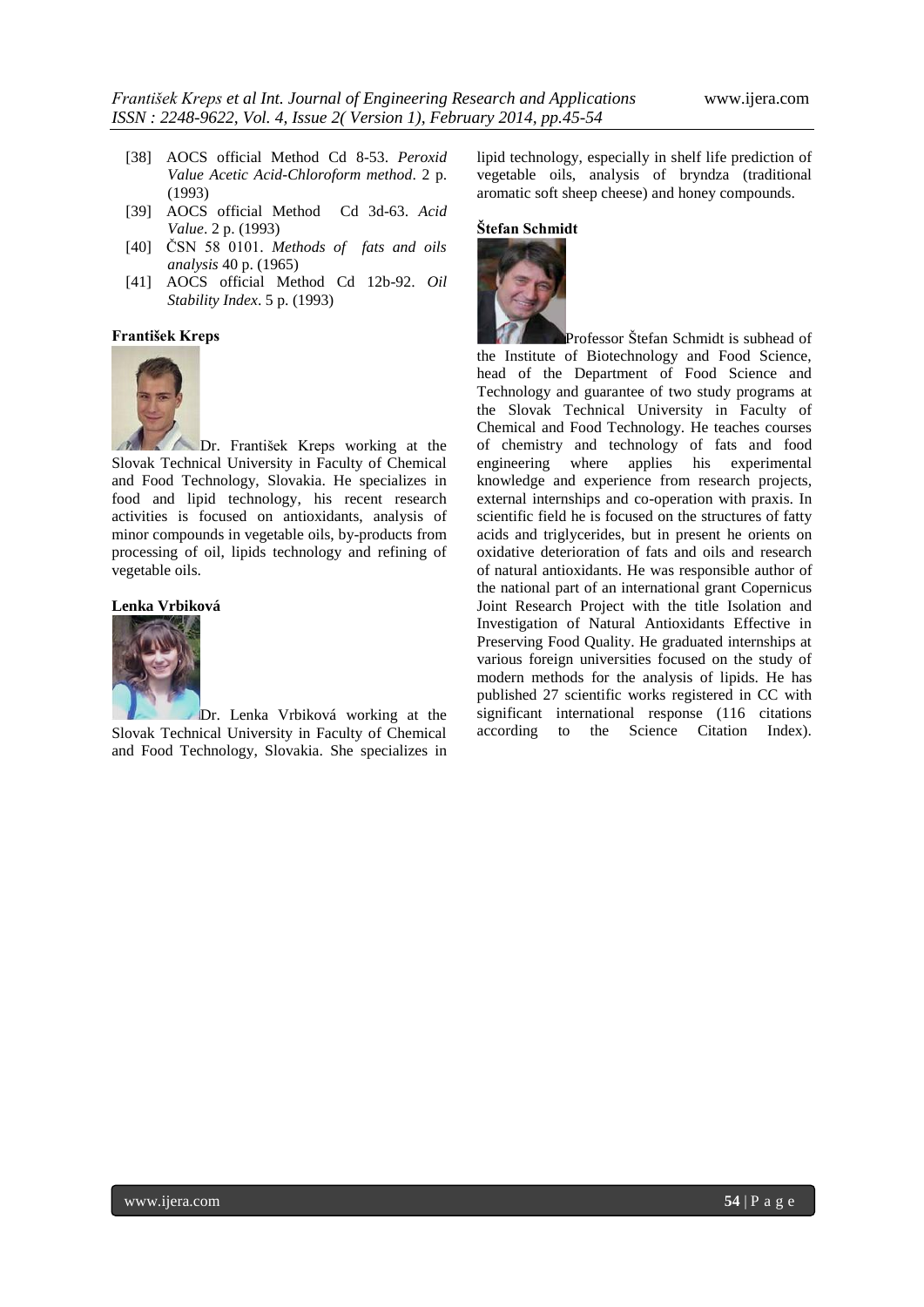[38] AOCS official Method Cd 8-53. *Peroxid Value Acetic Acid-Chloroform method*. 2 p. (1993)

[39] AOCS official Method Cd 3d-63. *Acid Value*. 2 p. (1993)

[40] ČSN 58 0101. *Methods of fats and oils analysis* 40 p. (1965)

[41] AOCS official Method Cd 12b-92. *Oil Stability Index*. 5 p. (1993)

**František Kreps**

Dr. František Kreps working at the Slovak Technical University in Faculty of Chemical and Food Technology, Slovakia. He specializes in food and lipid technology, his recent research activities is focused on antioxidants, analysis of minor compounds in vegetable oils, by-products from processing of oil, lipids technology and refining of vegetable oils.

**Lenka Vrbiková**

Dr. Lenka Vrbiková working at the Slovak Technical University in Faculty of Chemical and Food Technology, Slovakia. She specializes in lipid technology, especially in shelf life prediction of vegetable oils, analysis of bryndza (traditional aromatic soft sheep cheese) and honey compounds.

**Štefan Schmidt**

Professor Štefan Schmidt is subhead of the Institute of Biotechnology and Food Science, head of the Department of Food Science and Technology and guarantee of two study programs at the Slovak Technical University in Faculty of Chemical and Food Technology. He teaches courses of chemistry and technology of fats and food engineering where applies his experimental knowledge and experience from research projects, external internships and co-operation with praxis. In scientific field he is focused on the structures of fatty acids and triglycerides, but in present he orients on oxidative deterioration of fats and oils and research of natural antioxidants. He was responsible author of the national part of an international grant Copernicus Joint Research Project with the title Isolation and Investigation of Natural Antioxidants Effective in Preserving Food Quality. He graduated internships at various foreign universities focused on the study of modern methods for the analysis of lipids. He has published 27 scientific works registered in CC with significant international response (116 citations according to the Science Citation Index).